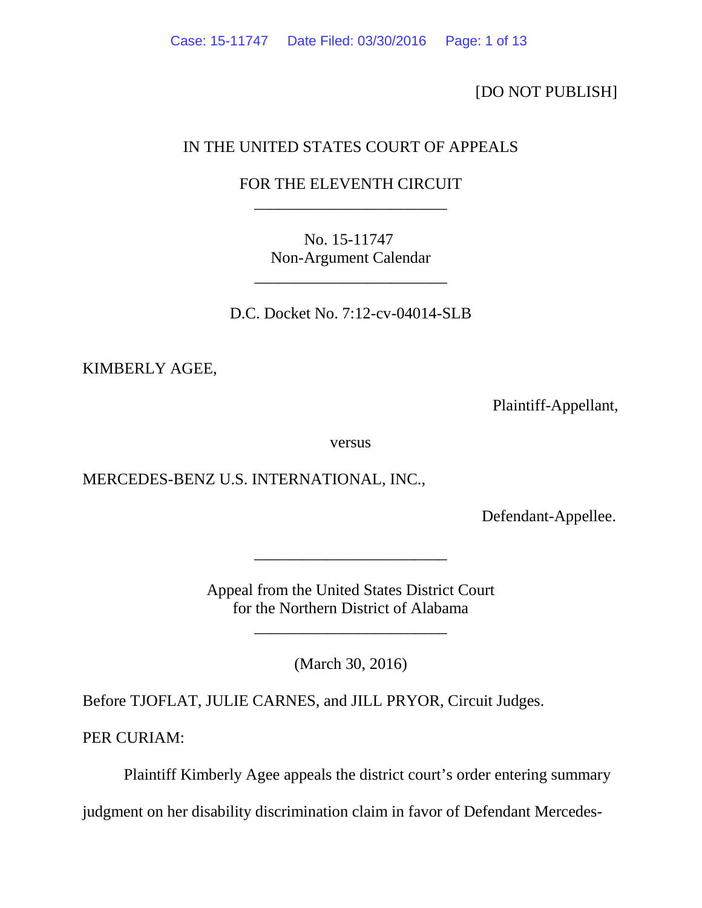[DO NOT PUBLISH]

IN THE UNITED STATES COURT OF APPEALS

FOR THE ELEVENTH CIRCUIT

________________________

No. 15-11747
Non-Argument Calendar

________________________

D.C. Docket No. 7:12-cv-04014-SLB

KIMBERLY AGEE,

Plaintiff-Appellant,

versus

MERCEDES-BENZ U.S. INTERNATIONAL, INC.,

Defendant-Appellee.

________________________

Appeal from the United States District Court
for the Northern District of Alabama

________________________

(March 30, 2016)

Before TJOFLAT, JULIE CARNES, and JILL PRYOR, Circuit Judges.

PER CURIAM:

Plaintiff Kimberly Agee appeals the district court's order entering summary judgment on her disability discrimination claim in favor of Defendant Mercedes-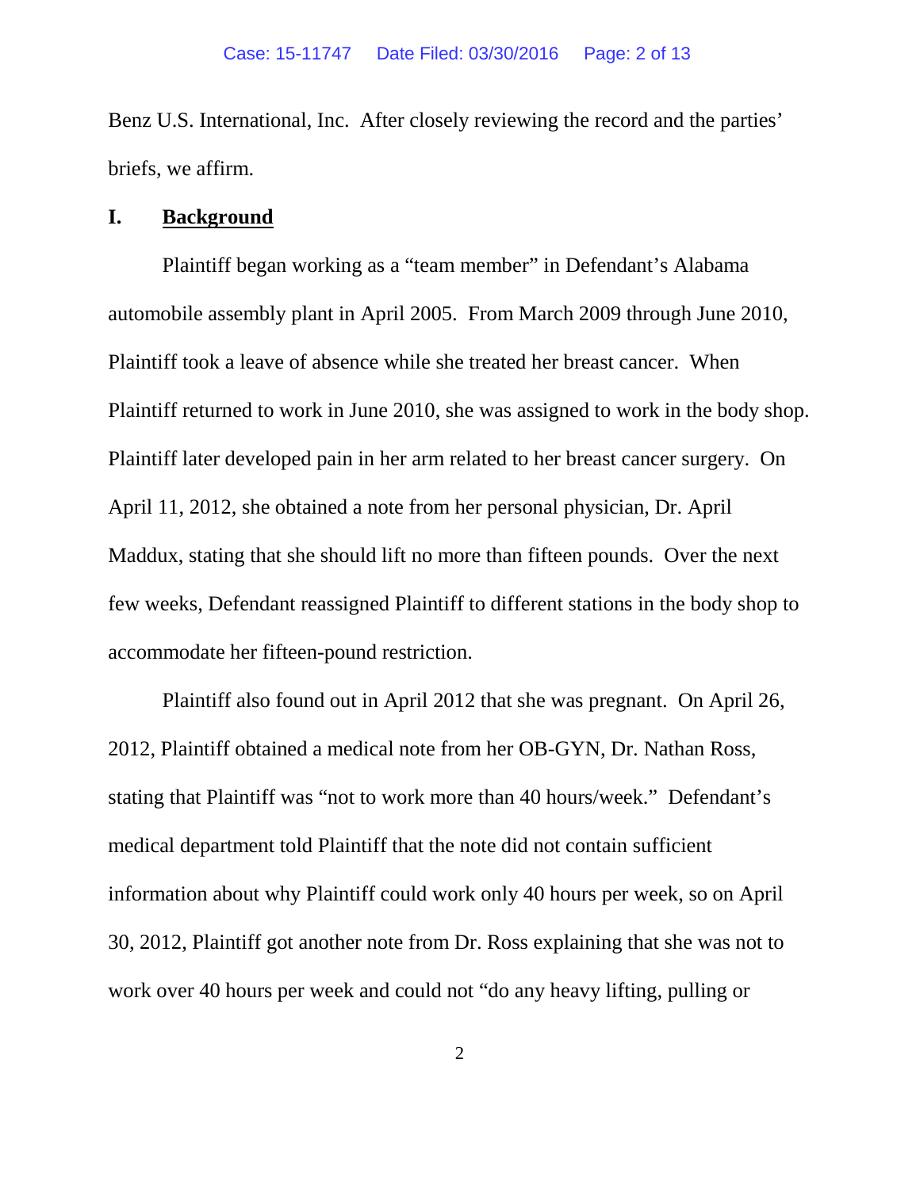Benz U.S. International, Inc. After closely reviewing the record and the parties' briefs, we affirm.

## I. Background

Plaintiff began working as a "team member" in Defendant's Alabama automobile assembly plant in April 2005. From March 2009 through June 2010, Plaintiff took a leave of absence while she treated her breast cancer. When Plaintiff returned to work in June 2010, she was assigned to work in the body shop. Plaintiff later developed pain in her arm related to her breast cancer surgery. On April 11, 2012, she obtained a note from her personal physician, Dr. April Maddux, stating that she should lift no more than fifteen pounds. Over the next few weeks, Defendant reassigned Plaintiff to different stations in the body shop to accommodate her fifteen-pound restriction.

Plaintiff also found out in April 2012 that she was pregnant. On April 26, 2012, Plaintiff obtained a medical note from her OB-GYN, Dr. Nathan Ross, stating that Plaintiff was "not to work more than 40 hours/week." Defendant's medical department told Plaintiff that the note did not contain sufficient information about why Plaintiff could work only 40 hours per week, so on April 30, 2012, Plaintiff got another note from Dr. Ross explaining that she was not to work over 40 hours per week and could not "do any heavy lifting, pulling or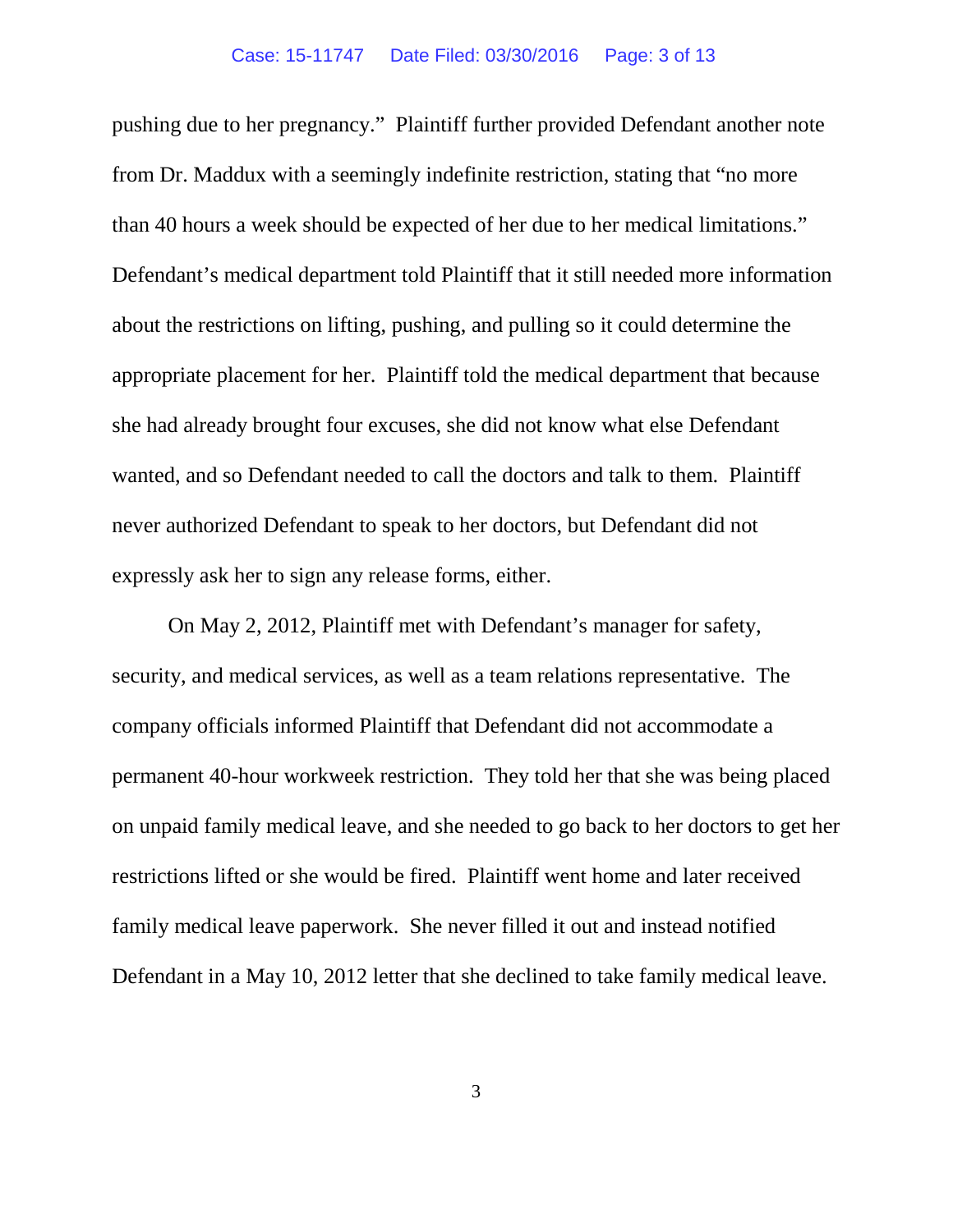pushing due to her pregnancy." Plaintiff further provided Defendant another note from Dr. Maddux with a seemingly indefinite restriction, stating that "no more than 40 hours a week should be expected of her due to her medical limitations." Defendant's medical department told Plaintiff that it still needed more information about the restrictions on lifting, pushing, and pulling so it could determine the appropriate placement for her. Plaintiff told the medical department that because she had already brought four excuses, she did not know what else Defendant wanted, and so Defendant needed to call the doctors and talk to them. Plaintiff never authorized Defendant to speak to her doctors, but Defendant did not expressly ask her to sign any release forms, either.

On May 2, 2012, Plaintiff met with Defendant's manager for safety, security, and medical services, as well as a team relations representative. The company officials informed Plaintiff that Defendant did not accommodate a permanent 40-hour workweek restriction. They told her that she was being placed on unpaid family medical leave, and she needed to go back to her doctors to get her restrictions lifted or she would be fired. Plaintiff went home and later received family medical leave paperwork. She never filled it out and instead notified Defendant in a May 10, 2012 letter that she declined to take family medical leave.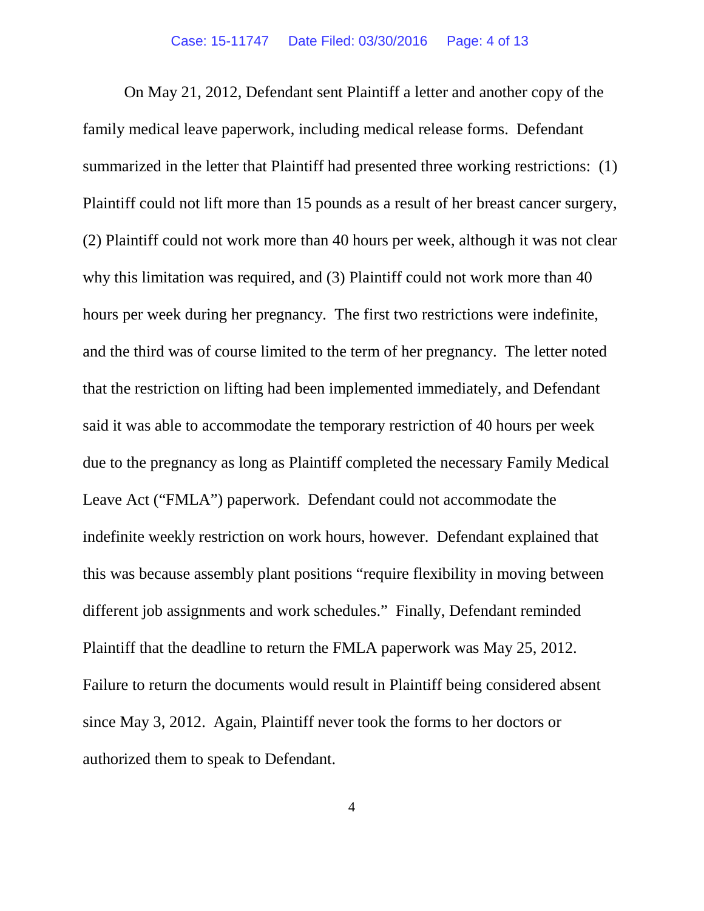On May 21, 2012, Defendant sent Plaintiff a letter and another copy of the family medical leave paperwork, including medical release forms. Defendant summarized in the letter that Plaintiff had presented three working restrictions: (1) Plaintiff could not lift more than 15 pounds as a result of her breast cancer surgery, (2) Plaintiff could not work more than 40 hours per week, although it was not clear why this limitation was required, and (3) Plaintiff could not work more than 40 hours per week during her pregnancy. The first two restrictions were indefinite, and the third was of course limited to the term of her pregnancy. The letter noted that the restriction on lifting had been implemented immediately, and Defendant said it was able to accommodate the temporary restriction of 40 hours per week due to the pregnancy as long as Plaintiff completed the necessary Family Medical Leave Act ("FMLA") paperwork. Defendant could not accommodate the indefinite weekly restriction on work hours, however. Defendant explained that this was because assembly plant positions "require flexibility in moving between different job assignments and work schedules." Finally, Defendant reminded Plaintiff that the deadline to return the FMLA paperwork was May 25, 2012. Failure to return the documents would result in Plaintiff being considered absent since May 3, 2012. Again, Plaintiff never took the forms to her doctors or authorized them to speak to Defendant.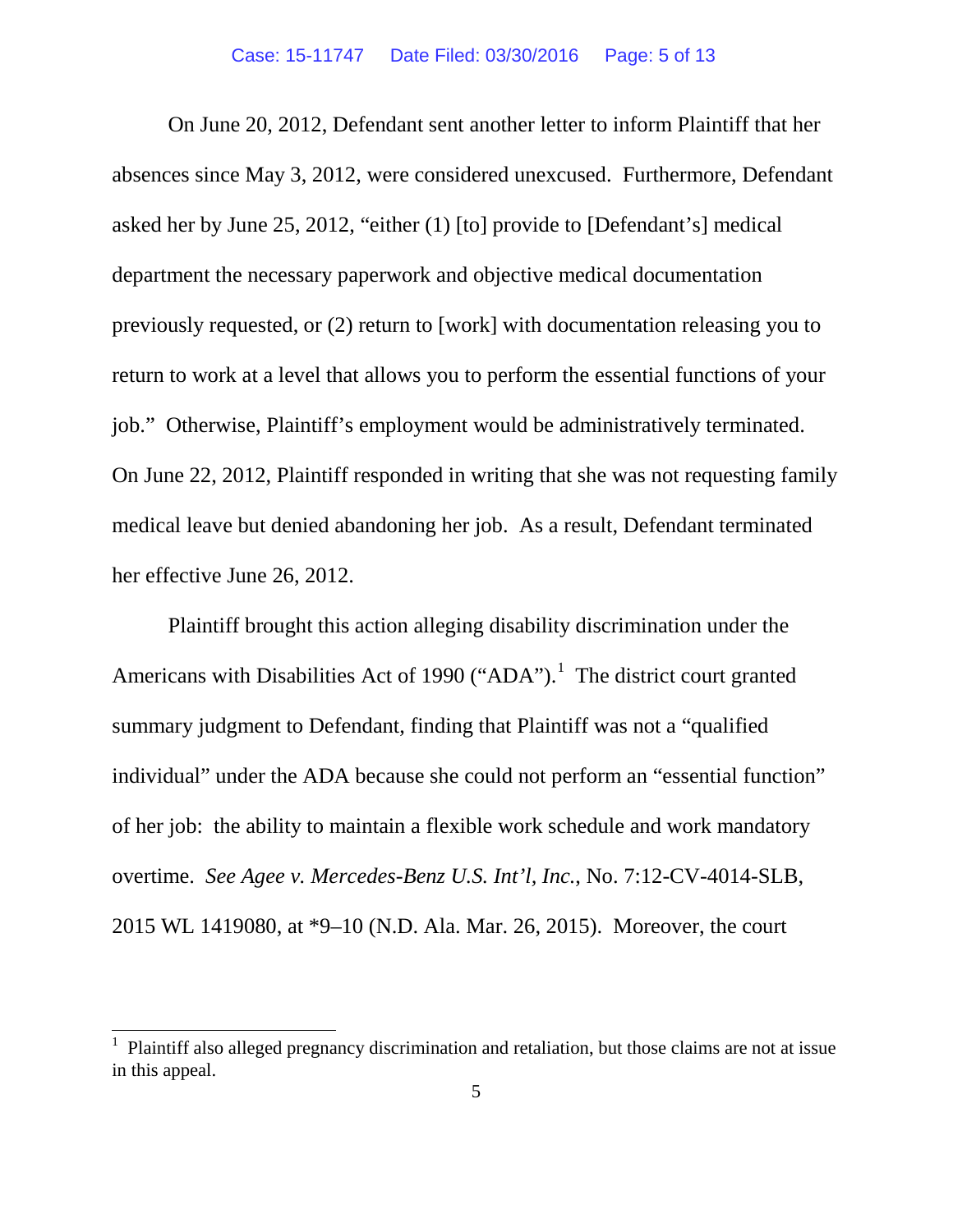On June 20, 2012, Defendant sent another letter to inform Plaintiff that her absences since May 3, 2012, were considered unexcused. Furthermore, Defendant asked her by June 25, 2012, "either (1) [to] provide to [Defendant's] medical department the necessary paperwork and objective medical documentation previously requested, or (2) return to [work] with documentation releasing you to return to work at a level that allows you to perform the essential functions of your job." Otherwise, Plaintiff's employment would be administratively terminated. On June 22, 2012, Plaintiff responded in writing that she was not requesting family medical leave but denied abandoning her job. As a result, Defendant terminated her effective June 26, 2012.

Plaintiff brought this action alleging disability discrimination under the Americans with Disabilities Act of 1990 ("ADA").[1] The district court granted summary judgment to Defendant, finding that Plaintiff was not a "qualified individual" under the ADA because she could not perform an "essential function" of her job: the ability to maintain a flexible work schedule and work mandatory overtime. *See Agee v. Mercedes-Benz U.S. Int'l, Inc.*, No. 7:12-CV-4014-SLB, 2015 WL 1419080, at *9–10 (N.D. Ala. Mar. 26, 2015). Moreover, the court

---

[1] Plaintiff also alleged pregnancy discrimination and retaliation, but those claims are not at issue in this appeal.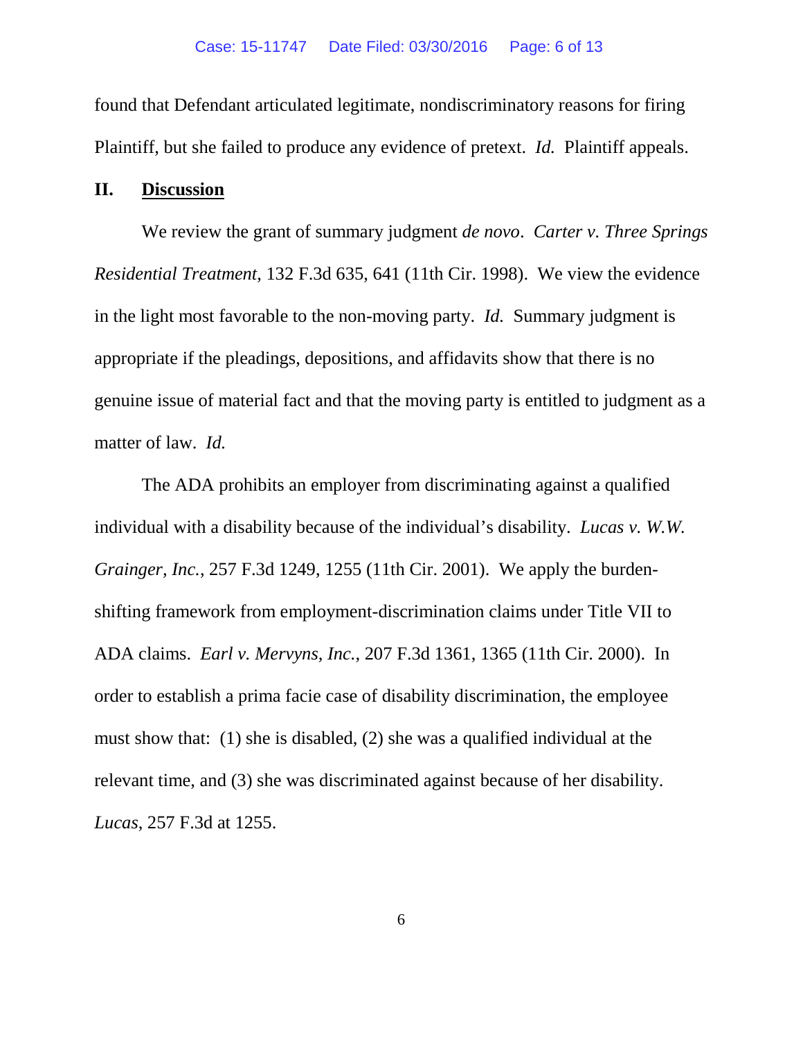found that Defendant articulated legitimate, nondiscriminatory reasons for firing Plaintiff, but she failed to produce any evidence of pretext. *Id.* Plaintiff appeals.

## II. <u>Discussion</u>

We review the grant of summary judgment *de novo*. *Carter v. Three Springs Residential Treatment*, 132 F.3d 635, 641 (11th Cir. 1998). We view the evidence in the light most favorable to the non-moving party. *Id.* Summary judgment is appropriate if the pleadings, depositions, and affidavits show that there is no genuine issue of material fact and that the moving party is entitled to judgment as a matter of law. *Id.*

The ADA prohibits an employer from discriminating against a qualified individual with a disability because of the individual's disability. *Lucas v. W.W. Grainger, Inc.*, 257 F.3d 1249, 1255 (11th Cir. 2001). We apply the burden-shifting framework from employment-discrimination claims under Title VII to ADA claims. *Earl v. Mervyns, Inc.*, 207 F.3d 1361, 1365 (11th Cir. 2000). In order to establish a prima facie case of disability discrimination, the employee must show that: (1) she is disabled, (2) she was a qualified individual at the relevant time, and (3) she was discriminated against because of her disability. *Lucas*, 257 F.3d at 1255.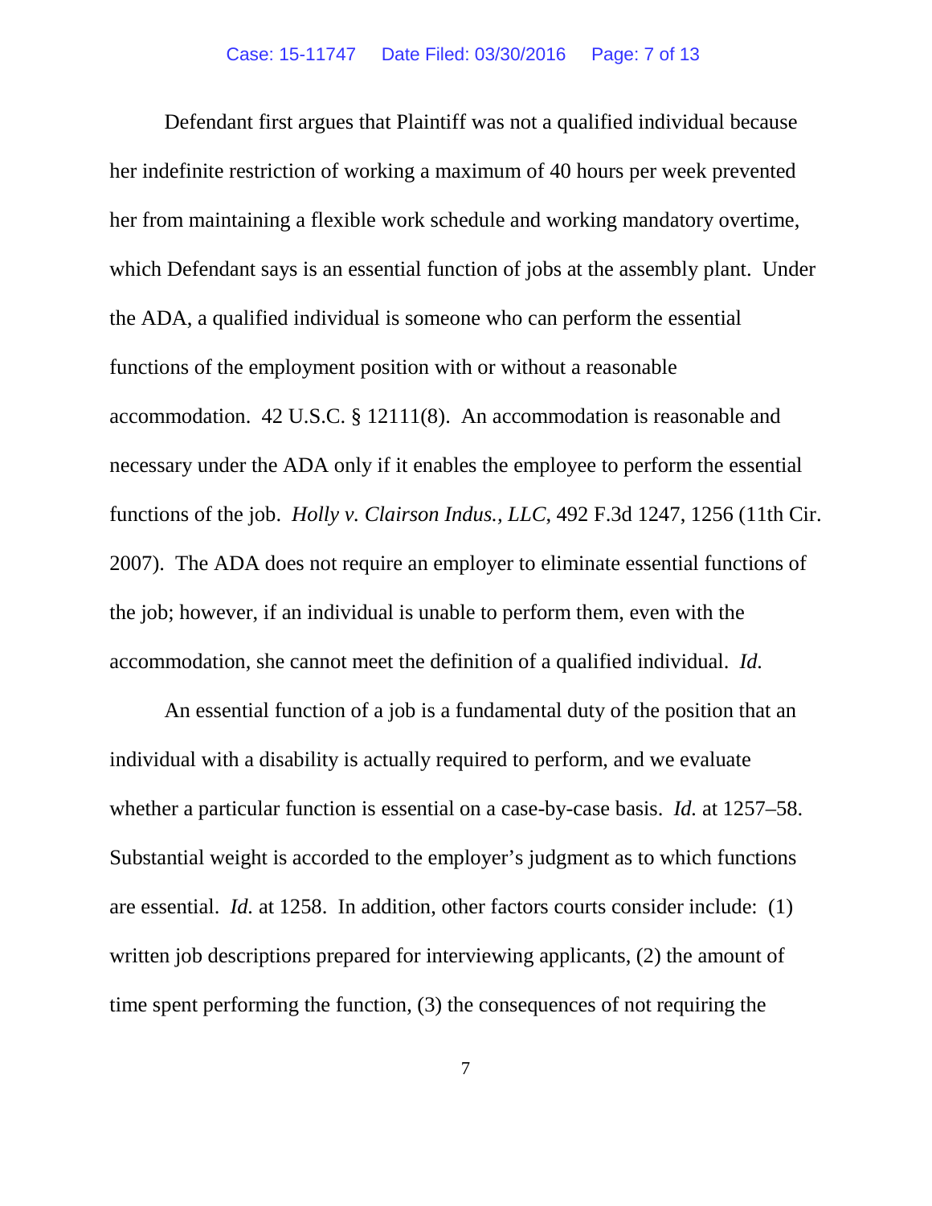Defendant first argues that Plaintiff was not a qualified individual because her indefinite restriction of working a maximum of 40 hours per week prevented her from maintaining a flexible work schedule and working mandatory overtime, which Defendant says is an essential function of jobs at the assembly plant. Under the ADA, a qualified individual is someone who can perform the essential functions of the employment position with or without a reasonable accommodation. 42 U.S.C. § 12111(8). An accommodation is reasonable and necessary under the ADA only if it enables the employee to perform the essential functions of the job. *Holly v. Clairson Indus., LLC*, 492 F.3d 1247, 1256 (11th Cir. 2007). The ADA does not require an employer to eliminate essential functions of the job; however, if an individual is unable to perform them, even with the accommodation, she cannot meet the definition of a qualified individual. *Id.*

An essential function of a job is a fundamental duty of the position that an individual with a disability is actually required to perform, and we evaluate whether a particular function is essential on a case-by-case basis. *Id.* at 1257–58. Substantial weight is accorded to the employer's judgment as to which functions are essential. *Id.* at 1258. In addition, other factors courts consider include: (1) written job descriptions prepared for interviewing applicants, (2) the amount of time spent performing the function, (3) the consequences of not requiring the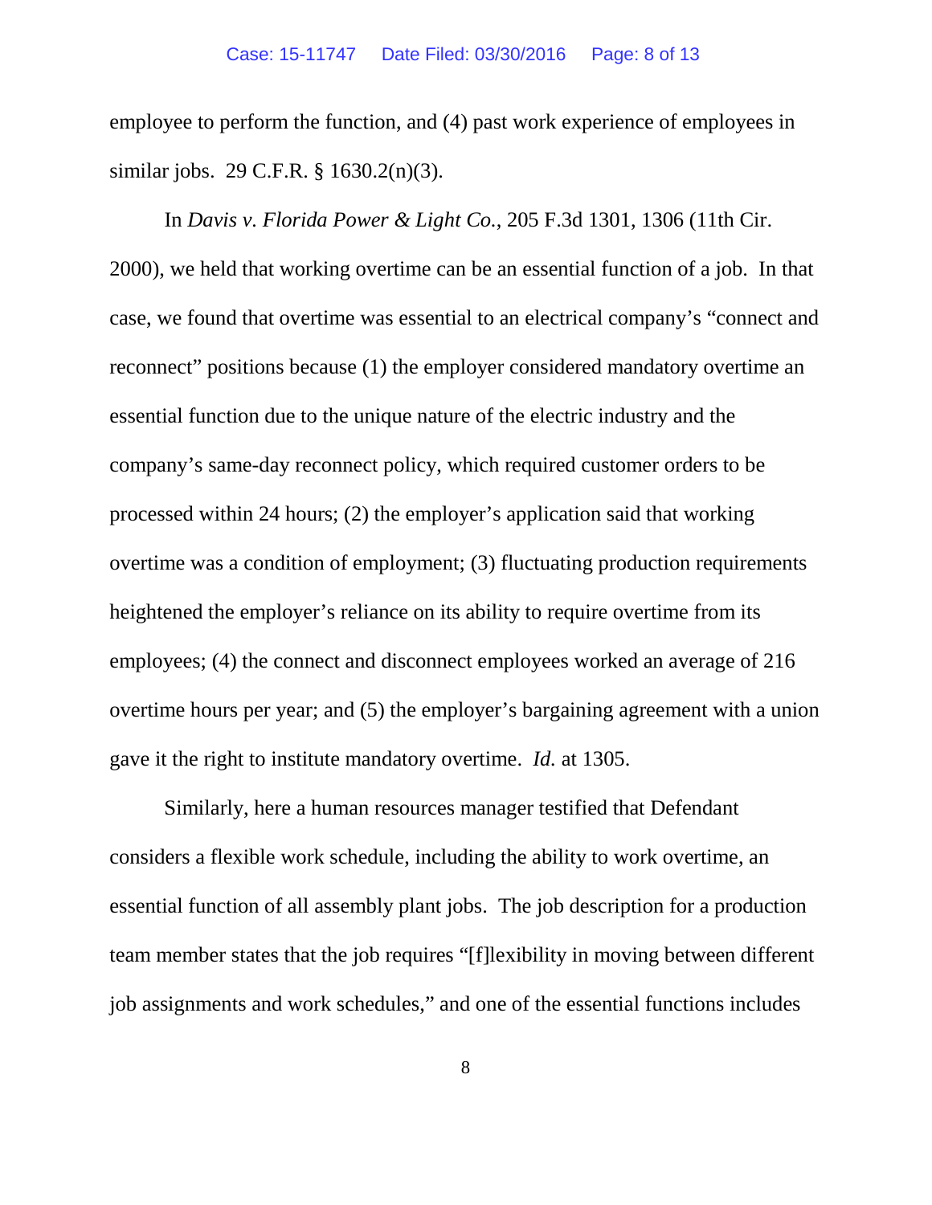employee to perform the function, and (4) past work experience of employees in similar jobs. 29 C.F.R. § 1630.2(n)(3).

In *Davis v. Florida Power & Light Co.*, 205 F.3d 1301, 1306 (11th Cir. 2000), we held that working overtime can be an essential function of a job. In that case, we found that overtime was essential to an electrical company's "connect and reconnect" positions because (1) the employer considered mandatory overtime an essential function due to the unique nature of the electric industry and the company's same-day reconnect policy, which required customer orders to be processed within 24 hours; (2) the employer's application said that working overtime was a condition of employment; (3) fluctuating production requirements heightened the employer's reliance on its ability to require overtime from its employees; (4) the connect and disconnect employees worked an average of 216 overtime hours per year; and (5) the employer's bargaining agreement with a union gave it the right to institute mandatory overtime. *Id.* at 1305.

Similarly, here a human resources manager testified that Defendant considers a flexible work schedule, including the ability to work overtime, an essential function of all assembly plant jobs. The job description for a production team member states that the job requires "[f]lexibility in moving between different job assignments and work schedules," and one of the essential functions includes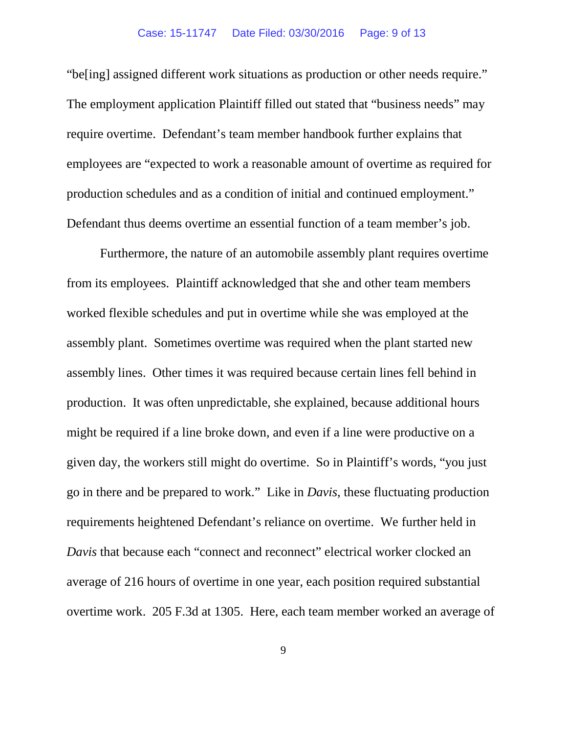"be[ing] assigned different work situations as production or other needs require." The employment application Plaintiff filled out stated that "business needs" may require overtime. Defendant's team member handbook further explains that employees are "expected to work a reasonable amount of overtime as required for production schedules and as a condition of initial and continued employment." Defendant thus deems overtime an essential function of a team member's job.

Furthermore, the nature of an automobile assembly plant requires overtime from its employees. Plaintiff acknowledged that she and other team members worked flexible schedules and put in overtime while she was employed at the assembly plant. Sometimes overtime was required when the plant started new assembly lines. Other times it was required because certain lines fell behind in production. It was often unpredictable, she explained, because additional hours might be required if a line broke down, and even if a line were productive on a given day, the workers still might do overtime. So in Plaintiff's words, "you just go in there and be prepared to work." Like in *Davis*, these fluctuating production requirements heightened Defendant's reliance on overtime. We further held in *Davis* that because each "connect and reconnect" electrical worker clocked an average of 216 hours of overtime in one year, each position required substantial overtime work. 205 F.3d at 1305. Here, each team member worked an average of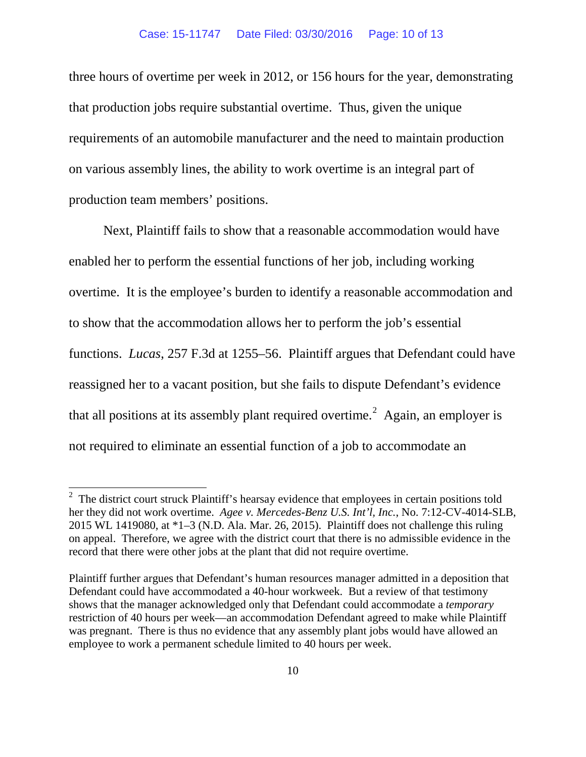three hours of overtime per week in 2012, or 156 hours for the year, demonstrating that production jobs require substantial overtime. Thus, given the unique requirements of an automobile manufacturer and the need to maintain production on various assembly lines, the ability to work overtime is an integral part of production team members' positions.

Next, Plaintiff fails to show that a reasonable accommodation would have enabled her to perform the essential functions of her job, including working overtime. It is the employee's burden to identify a reasonable accommodation and to show that the accommodation allows her to perform the job's essential functions. *Lucas*, 257 F.3d at 1255–56. Plaintiff argues that Defendant could have reassigned her to a vacant position, but she fails to dispute Defendant's evidence that all positions at its assembly plant required overtime.[2] Again, an employer is not required to eliminate an essential function of a job to accommodate an

---

[2] The district court struck Plaintiff's hearsay evidence that employees in certain positions told her they did not work overtime. *Agee v. Mercedes-Benz U.S. Int'l, Inc.*, No. 7:12-CV-4014-SLB, 2015 WL 1419080, at *1–3 (N.D. Ala. Mar. 26, 2015). Plaintiff does not challenge this ruling on appeal. Therefore, we agree with the district court that there is no admissible evidence in the record that there were other jobs at the plant that did not require overtime.

Plaintiff further argues that Defendant's human resources manager admitted in a deposition that Defendant could have accommodated a 40-hour workweek. But a review of that testimony shows that the manager acknowledged only that Defendant could accommodate a *temporary* restriction of 40 hours per week—an accommodation Defendant agreed to make while Plaintiff was pregnant. There is thus no evidence that any assembly plant jobs would have allowed an employee to work a permanent schedule limited to 40 hours per week.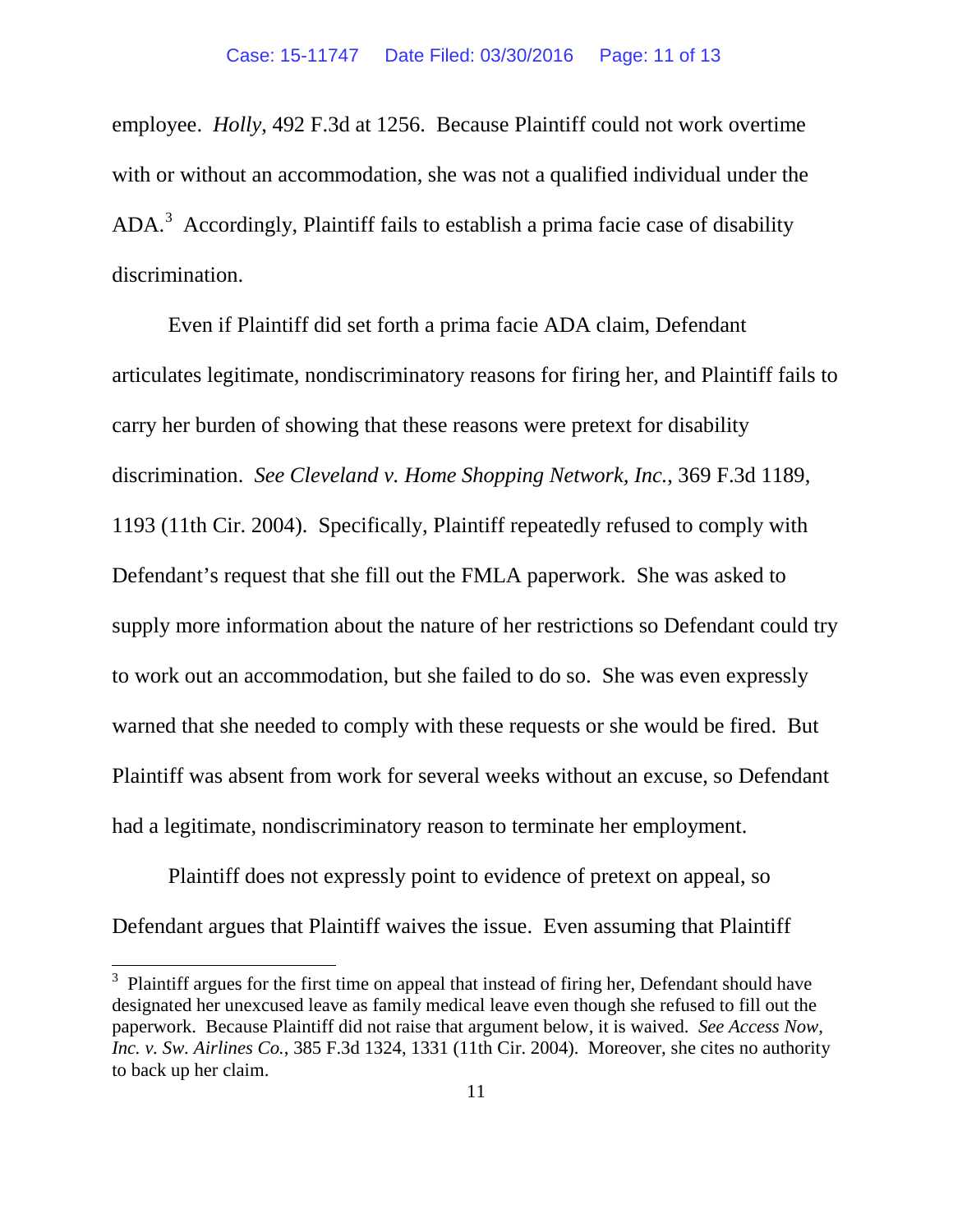employee. *Holly*, 492 F.3d at 1256. Because Plaintiff could not work overtime with or without an accommodation, she was not a qualified individual under the ADA.[3] Accordingly, Plaintiff fails to establish a prima facie case of disability discrimination.

Even if Plaintiff did set forth a prima facie ADA claim, Defendant articulates legitimate, nondiscriminatory reasons for firing her, and Plaintiff fails to carry her burden of showing that these reasons were pretext for disability discrimination. *See Cleveland v. Home Shopping Network, Inc.*, 369 F.3d 1189, 1193 (11th Cir. 2004). Specifically, Plaintiff repeatedly refused to comply with Defendant's request that she fill out the FMLA paperwork. She was asked to supply more information about the nature of her restrictions so Defendant could try to work out an accommodation, but she failed to do so. She was even expressly warned that she needed to comply with these requests or she would be fired. But Plaintiff was absent from work for several weeks without an excuse, so Defendant had a legitimate, nondiscriminatory reason to terminate her employment.

Plaintiff does not expressly point to evidence of pretext on appeal, so Defendant argues that Plaintiff waives the issue. Even assuming that Plaintiff

---

[3] Plaintiff argues for the first time on appeal that instead of firing her, Defendant should have designated her unexcused leave as family medical leave even though she refused to fill out the paperwork. Because Plaintiff did not raise that argument below, it is waived. *See Access Now, Inc. v. Sw. Airlines Co.*, 385 F.3d 1324, 1331 (11th Cir. 2004). Moreover, she cites no authority to back up her claim.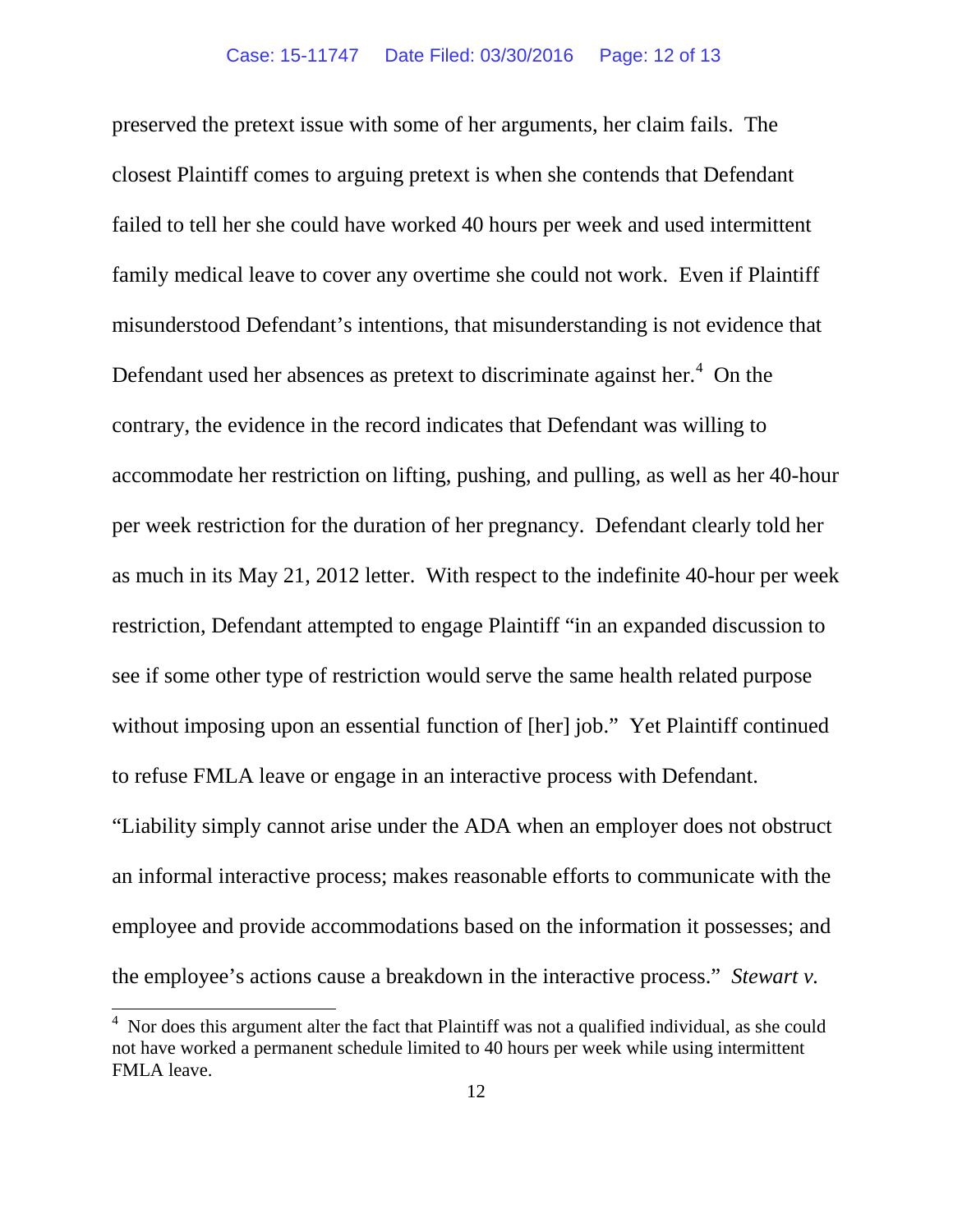preserved the pretext issue with some of her arguments, her claim fails. The closest Plaintiff comes to arguing pretext is when she contends that Defendant failed to tell her she could have worked 40 hours per week and used intermittent family medical leave to cover any overtime she could not work. Even if Plaintiff misunderstood Defendant's intentions, that misunderstanding is not evidence that Defendant used her absences as pretext to discriminate against her.[4] On the contrary, the evidence in the record indicates that Defendant was willing to accommodate her restriction on lifting, pushing, and pulling, as well as her 40-hour per week restriction for the duration of her pregnancy. Defendant clearly told her as much in its May 21, 2012 letter. With respect to the indefinite 40-hour per week restriction, Defendant attempted to engage Plaintiff "in an expanded discussion to see if some other type of restriction would serve the same health related purpose without imposing upon an essential function of [her] job." Yet Plaintiff continued to refuse FMLA leave or engage in an interactive process with Defendant. "Liability simply cannot arise under the ADA when an employer does not obstruct an informal interactive process; makes reasonable efforts to communicate with the employee and provide accommodations based on the information it possesses; and the employee's actions cause a breakdown in the interactive process." *Stewart v.*

[4] Nor does this argument alter the fact that Plaintiff was not a qualified individual, as she could not have worked a permanent schedule limited to 40 hours per week while using intermittent FMLA leave.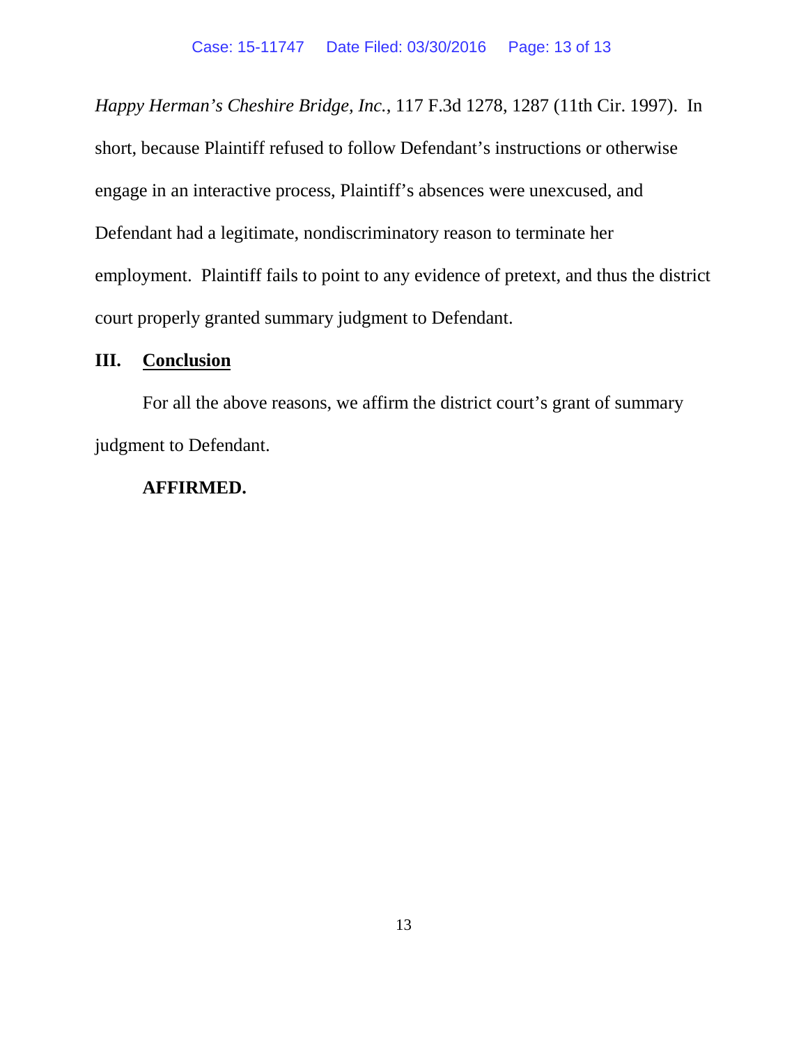*Happy Herman's Cheshire Bridge, Inc.*, 117 F.3d 1278, 1287 (11th Cir. 1997). In short, because Plaintiff refused to follow Defendant's instructions or otherwise engage in an interactive process, Plaintiff's absences were unexcused, and Defendant had a legitimate, nondiscriminatory reason to terminate her employment. Plaintiff fails to point to any evidence of pretext, and thus the district court properly granted summary judgment to Defendant.

## III. Conclusion

For all the above reasons, we affirm the district court's grant of summary judgment to Defendant.

**AFFIRMED.**